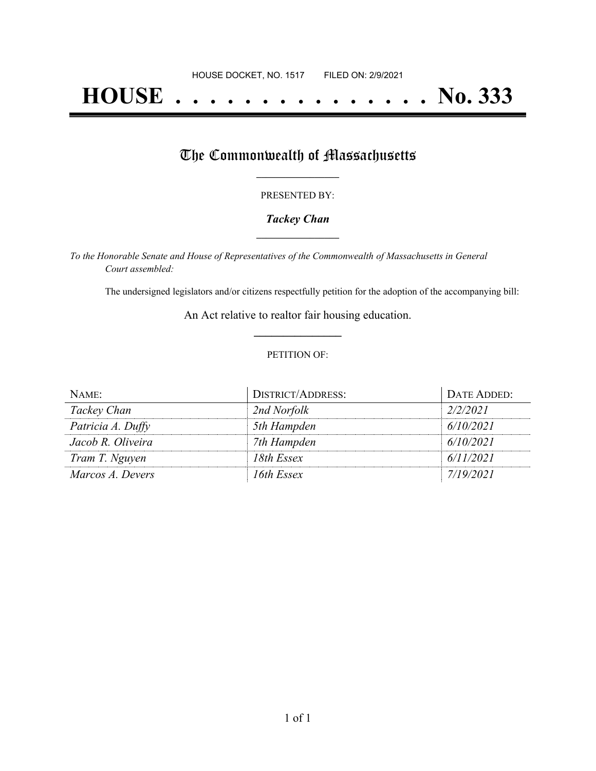HOUSE DOCKET, NO. 1517 FILED ON: 2/9/2021

# HOUSE . . . . . . . . . . . . . . . No. 333

## The Commonwealth of Massachusetts

PRESENTED BY:

***Tackey Chan***

*To the Honorable Senate and House of Representatives of the Commonwealth of Massachusetts in General Court assembled:*

The undersigned legislators and/or citizens respectfully petition for the adoption of the accompanying bill:

An Act relative to realtor fair housing education.

PETITION OF:

| NAME: | DISTRICT/ADDRESS: | DATE ADDED: |
|---|---|---|
| *Tackey Chan* | *2nd Norfolk* | *2/2/2021* |
| *Patricia A. Duffy* | *5th Hampden* | *6/10/2021* |
| *Jacob R. Oliveira* | *7th Hampden* | *6/10/2021* |
| *Tram T. Nguyen* | *18th Essex* | *6/11/2021* |
| *Marcos A. Devers* | *16th Essex* | *7/19/2021* |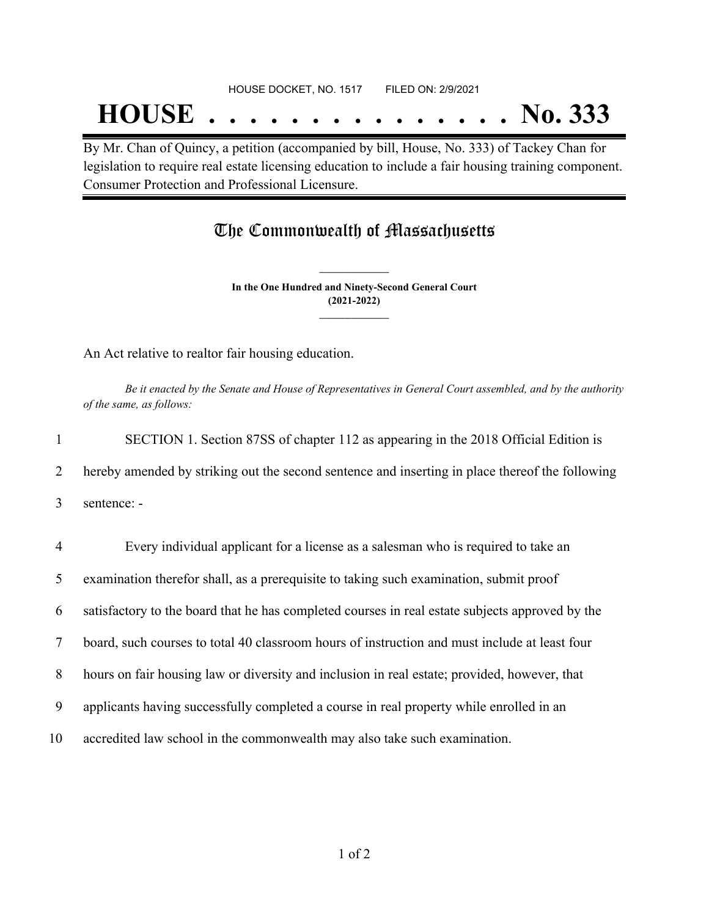HOUSE DOCKET, NO. 1517 FILED ON: 2/9/2021

# HOUSE . . . . . . . . . . . . . . . No. 333

By Mr. Chan of Quincy, a petition (accompanied by bill, House, No. 333) of Tackey Chan for legislation to require real estate licensing education to include a fair housing training component. Consumer Protection and Professional Licensure.

## The Commonwealth of Massachusetts

**In the One Hundred and Ninety-Second General Court**
**(2021-2022)**

An Act relative to realtor fair housing education.

*Be it enacted by the Senate and House of Representatives in General Court assembled, and by the authority of the same, as follows:*

1 SECTION 1. Section 87SS of chapter 112 as appearing in the 2018 Official Edition is
2 hereby amended by striking out the second sentence and inserting in place thereof the following
3 sentence: -

4 Every individual applicant for a license as a salesman who is required to take an
5 examination therefor shall, as a prerequisite to taking such examination, submit proof
6 satisfactory to the board that he has completed courses in real estate subjects approved by the
7 board, such courses to total 40 classroom hours of instruction and must include at least four
8 hours on fair housing law or diversity and inclusion in real estate; provided, however, that
9 applicants having successfully completed a course in real property while enrolled in an
10 accredited law school in the commonwealth may also take such examination.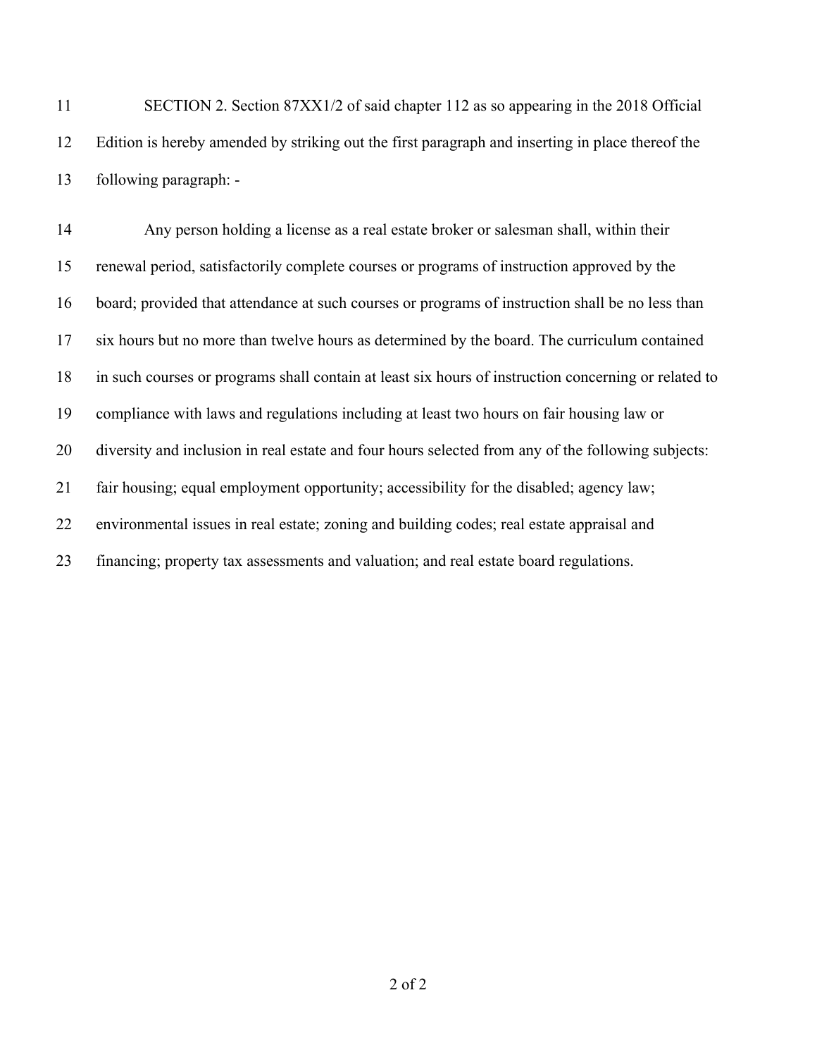SECTION 2. Section 87XX1/2 of said chapter 112 as so appearing in the 2018 Official Edition is hereby amended by striking out the first paragraph and inserting in place thereof the following paragraph: -

Any person holding a license as a real estate broker or salesman shall, within their renewal period, satisfactorily complete courses or programs of instruction approved by the board; provided that attendance at such courses or programs of instruction shall be no less than six hours but no more than twelve hours as determined by the board. The curriculum contained in such courses or programs shall contain at least six hours of instruction concerning or related to compliance with laws and regulations including at least two hours on fair housing law or diversity and inclusion in real estate and four hours selected from any of the following subjects: fair housing; equal employment opportunity; accessibility for the disabled; agency law; environmental issues in real estate; zoning and building codes; real estate appraisal and financing; property tax assessments and valuation; and real estate board regulations.